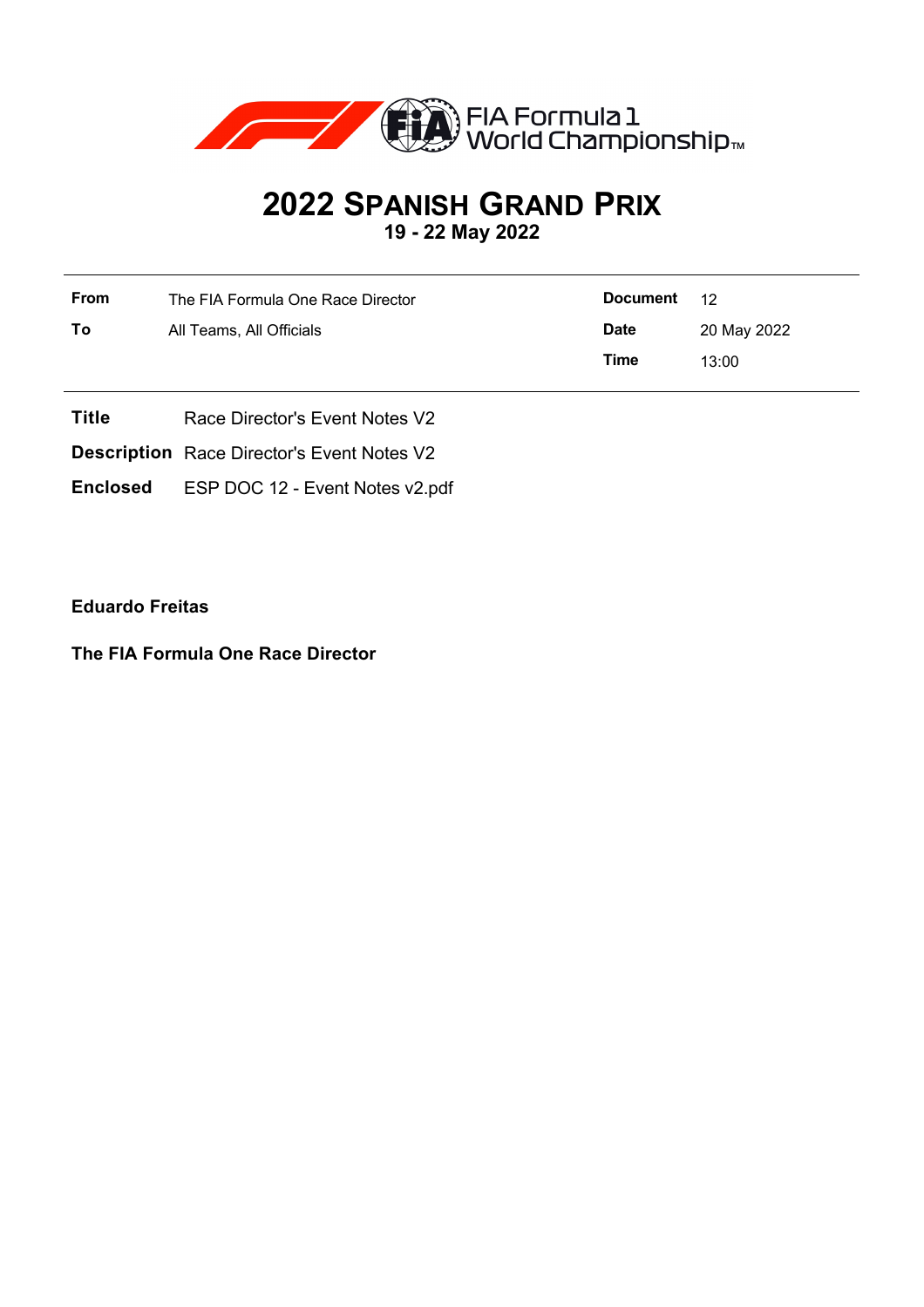# 2022 SPANISH GRAND PRIX

**19 - 22 May 2022**

| **From** | The FIA Formula One Race Director | **Document** | 12 |
|---|---|---|---|
| **To** | All Teams, All Officials | **Date** | 20 May 2022 |
| | | **Time** | 13:00 |

**Title** Race Director's Event Notes V2

**Description** Race Director's Event Notes V2

**Enclosed** ESP DOC 12 - Event Notes v2.pdf

**Eduardo Freitas**

**The FIA Formula One Race Director**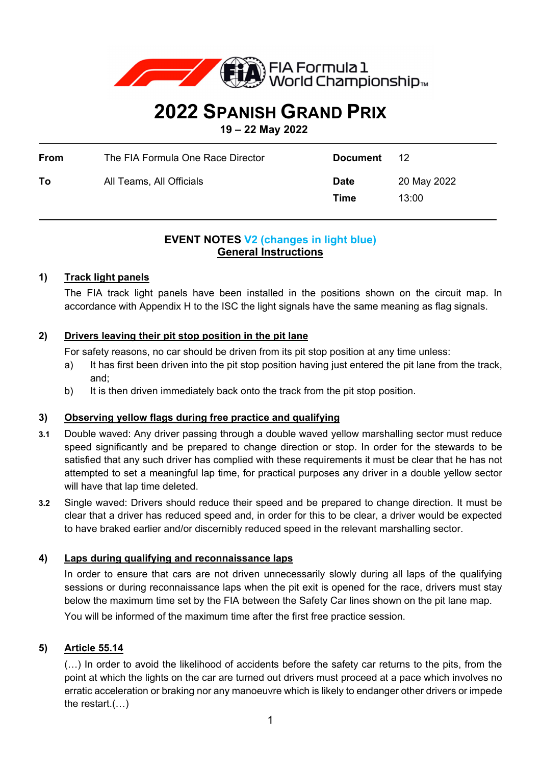# 2022 SPANISH GRAND PRIX

**19 – 22 May 2022**

| **From** | The FIA Formula One Race Director | **Document** | 12 |
|---|---|---|---|
| **To** | All Teams, All Officials | **Date** | 20 May 2022 |
| | | **Time** | 13:00 |

## EVENT NOTES V2 (changes in light blue)

### General Instructions

**1) Track light panels**

The FIA track light panels have been installed in the positions shown on the circuit map. In accordance with Appendix H to the ISC the light signals have the same meaning as flag signals.

**2) Drivers leaving their pit stop position in the pit lane**

For safety reasons, no car should be driven from its pit stop position at any time unless:

a) It has first been driven into the pit stop position having just entered the pit lane from the track, and;

b) It is then driven immediately back onto the track from the pit stop position.

**3) Observing yellow flags during free practice and qualifying**

**3.1** Double waved: Any driver passing through a double waved yellow marshalling sector must reduce speed significantly and be prepared to change direction or stop. In order for the stewards to be satisfied that any such driver has complied with these requirements it must be clear that he has not attempted to set a meaningful lap time, for practical purposes any driver in a double yellow sector will have that lap time deleted.

**3.2** Single waved: Drivers should reduce their speed and be prepared to change direction. It must be clear that a driver has reduced speed and, in order for this to be clear, a driver would be expected to have braked earlier and/or discernibly reduced speed in the relevant marshalling sector.

**4) Laps during qualifying and reconnaissance laps**

In order to ensure that cars are not driven unnecessarily slowly during all laps of the qualifying sessions or during reconnaissance laps when the pit exit is opened for the race, drivers must stay below the maximum time set by the FIA between the Safety Car lines shown on the pit lane map.

You will be informed of the maximum time after the first free practice session.

**5) Article 55.14**

(…) In order to avoid the likelihood of accidents before the safety car returns to the pits, from the point at which the lights on the car are turned out drivers must proceed at a pace which involves no erratic acceleration or braking nor any manoeuvre which is likely to endanger other drivers or impede the restart.(…)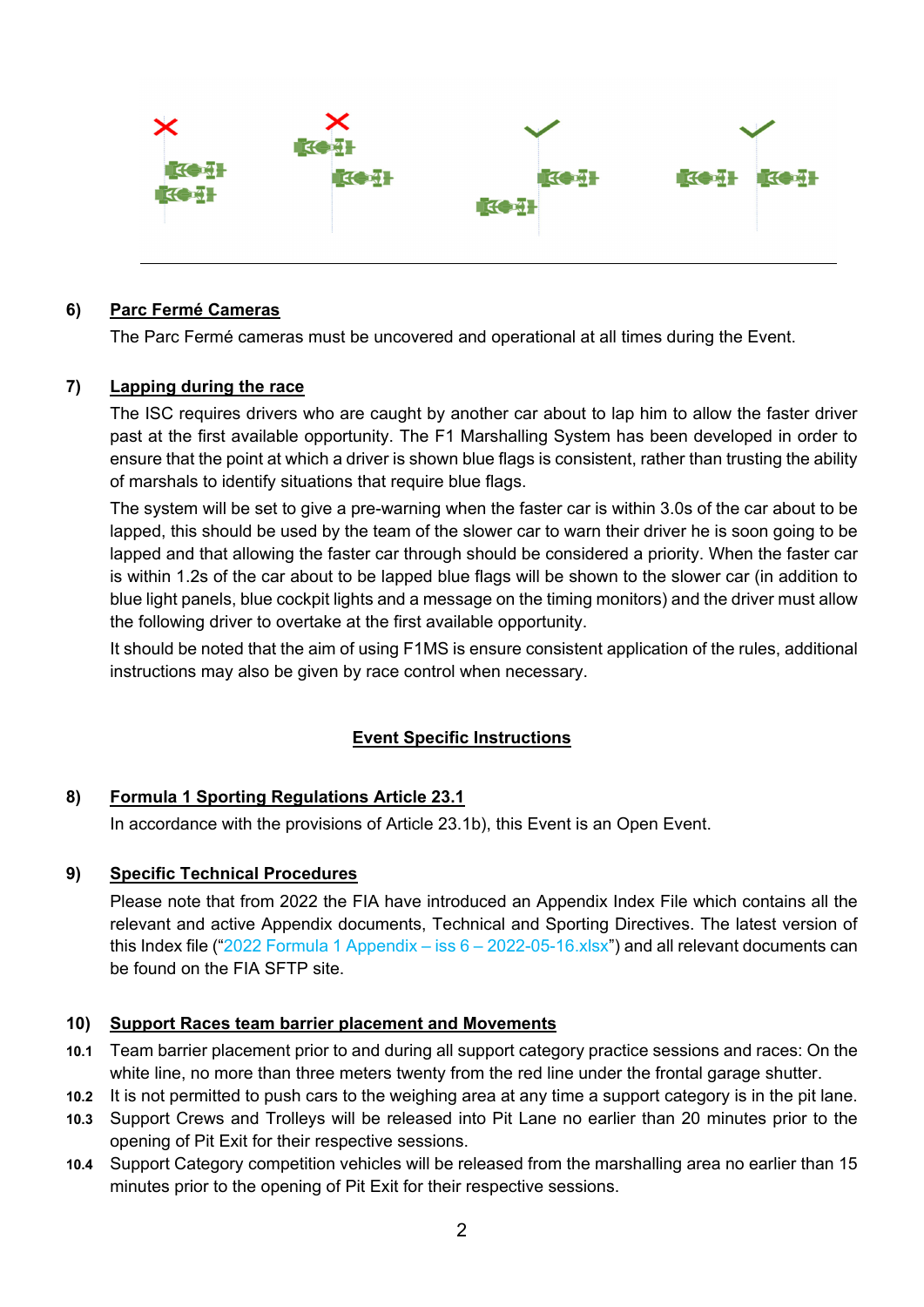## 6) Parc Fermé Cameras

The Parc Fermé cameras must be uncovered and operational at all times during the Event.

## 7) Lapping during the race

The ISC requires drivers who are caught by another car about to lap him to allow the faster driver past at the first available opportunity. The F1 Marshalling System has been developed in order to ensure that the point at which a driver is shown blue flags is consistent, rather than trusting the ability of marshals to identify situations that require blue flags.

The system will be set to give a pre-warning when the faster car is within 3.0s of the car about to be lapped, this should be used by the team of the slower car to warn their driver he is soon going to be lapped and that allowing the faster car through should be considered a priority. When the faster car is within 1.2s of the car about to be lapped blue flags will be shown to the slower car (in addition to blue light panels, blue cockpit lights and a message on the timing monitors) and the driver must allow the following driver to overtake at the first available opportunity.

It should be noted that the aim of using F1MS is ensure consistent application of the rules, additional instructions may also be given by race control when necessary.

# Event Specific Instructions

## 8) Formula 1 Sporting Regulations Article 23.1

In accordance with the provisions of Article 23.1b), this Event is an Open Event.

## 9) Specific Technical Procedures

Please note that from 2022 the FIA have introduced an Appendix Index File which contains all the relevant and active Appendix documents, Technical and Sporting Directives. The latest version of this Index file ("2022 Formula 1 Appendix – iss 6 – 2022-05-16.xlsx") and all relevant documents can be found on the FIA SFTP site.

## 10) Support Races team barrier placement and Movements

**10.1** Team barrier placement prior to and during all support category practice sessions and races: On the white line, no more than three meters twenty from the red line under the frontal garage shutter.

**10.2** It is not permitted to push cars to the weighing area at any time a support category is in the pit lane.

**10.3** Support Crews and Trolleys will be released into Pit Lane no earlier than 20 minutes prior to the opening of Pit Exit for their respective sessions.

**10.4** Support Category competition vehicles will be released from the marshalling area no earlier than 15 minutes prior to the opening of Pit Exit for their respective sessions.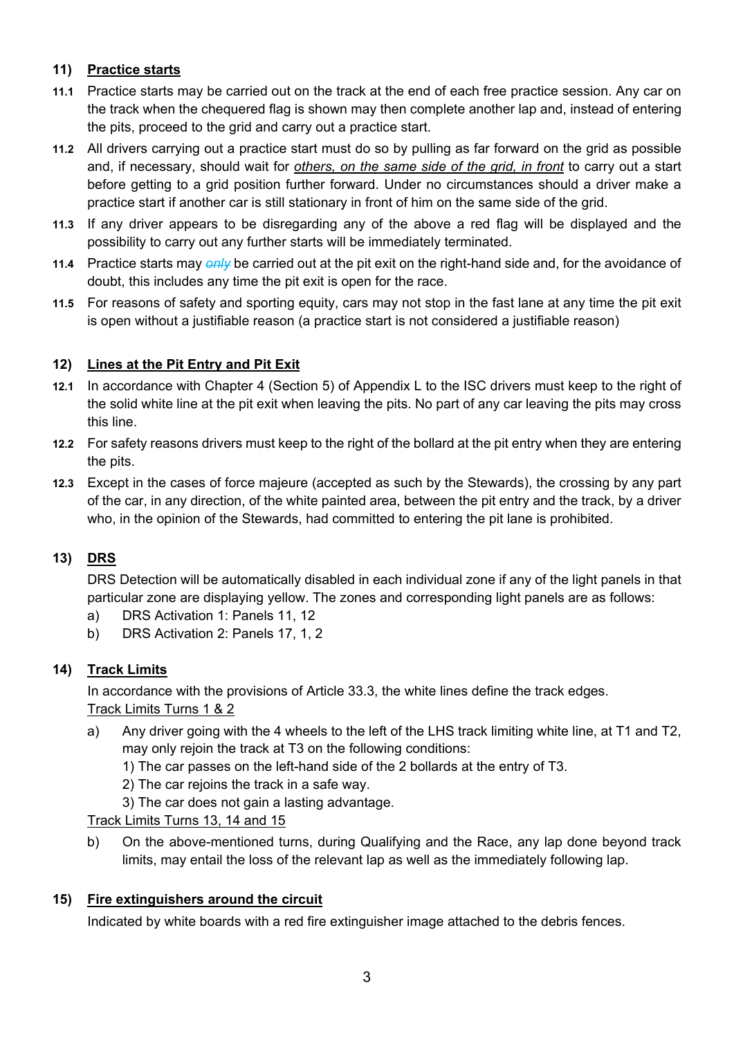## 11) Practice starts

**11.1** Practice starts may be carried out on the track at the end of each free practice session. Any car on the track when the chequered flag is shown may then complete another lap and, instead of entering the pits, proceed to the grid and carry out a practice start.

**11.2** All drivers carrying out a practice start must do so by pulling as far forward on the grid as possible and, if necessary, should wait for *others, on the same side of the grid, in front* to carry out a start before getting to a grid position further forward. Under no circumstances should a driver make a practice start if another car is still stationary in front of him on the same side of the grid.

**11.3** If any driver appears to be disregarding any of the above a red flag will be displayed and the possibility to carry out any further starts will be immediately terminated.

**11.4** Practice starts may ~~*only*~~ be carried out at the pit exit on the right-hand side and, for the avoidance of doubt, this includes any time the pit exit is open for the race.

**11.5** For reasons of safety and sporting equity, cars may not stop in the fast lane at any time the pit exit is open without a justifiable reason (a practice start is not considered a justifiable reason)

## 12) Lines at the Pit Entry and Pit Exit

**12.1** In accordance with Chapter 4 (Section 5) of Appendix L to the ISC drivers must keep to the right of the solid white line at the pit exit when leaving the pits. No part of any car leaving the pits may cross this line.

**12.2** For safety reasons drivers must keep to the right of the bollard at the pit entry when they are entering the pits.

**12.3** Except in the cases of force majeure (accepted as such by the Stewards), the crossing by any part of the car, in any direction, of the white painted area, between the pit entry and the track, by a driver who, in the opinion of the Stewards, had committed to entering the pit lane is prohibited.

## 13) DRS

DRS Detection will be automatically disabled in each individual zone if any of the light panels in that particular zone are displaying yellow. The zones and corresponding light panels are as follows:

a) DRS Activation 1: Panels 11, 12

b) DRS Activation 2: Panels 17, 1, 2

## 14) Track Limits

In accordance with the provisions of Article 33.3, the white lines define the track edges.

Track Limits Turns 1 & 2

a) Any driver going with the 4 wheels to the left of the LHS track limiting white line, at T1 and T2, may only rejoin the track at T3 on the following conditions:

1) The car passes on the left-hand side of the 2 bollards at the entry of T3.
2) The car rejoins the track in a safe way.
3) The car does not gain a lasting advantage.

Track Limits Turns 13, 14 and 15

b) On the above-mentioned turns, during Qualifying and the Race, any lap done beyond track limits, may entail the loss of the relevant lap as well as the immediately following lap.

## 15) Fire extinguishers around the circuit

Indicated by white boards with a red fire extinguisher image attached to the debris fences.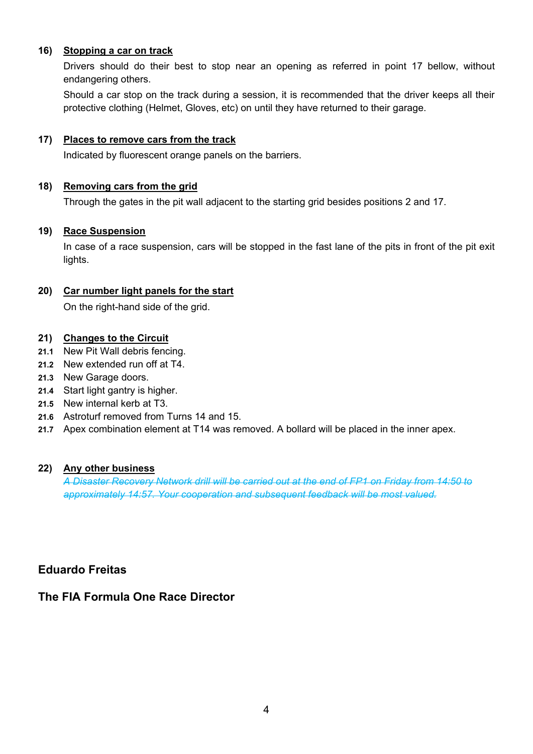**16) Stopping a car on track**

Drivers should do their best to stop near an opening as referred in point 17 bellow, without endangering others.

Should a car stop on the track during a session, it is recommended that the driver keeps all their protective clothing (Helmet, Gloves, etc) on until they have returned to their garage.

**17) Places to remove cars from the track**

Indicated by fluorescent orange panels on the barriers.

**18) Removing cars from the grid**

Through the gates in the pit wall adjacent to the starting grid besides positions 2 and 17.

**19) Race Suspension**

In case of a race suspension, cars will be stopped in the fast lane of the pits in front of the pit exit lights.

**20) Car number light panels for the start**

On the right-hand side of the grid.

**21) Changes to the Circuit**

**21.1** New Pit Wall debris fencing.
**21.2** New extended run off at T4.
**21.3** New Garage doors.
**21.4** Start light gantry is higher.
**21.5** New internal kerb at T3.
**21.6** Astroturf removed from Turns 14 and 15.
**21.7** Apex combination element at T14 was removed. A bollard will be placed in the inner apex.

**22) Any other business**

~~*A Disaster Recovery Network drill will be carried out at the end of FP1 on Friday from 14:50 to approximately 14:57. Your cooperation and subsequent feedback will be most valued.*~~

**Eduardo Freitas**

**The FIA Formula One Race Director**